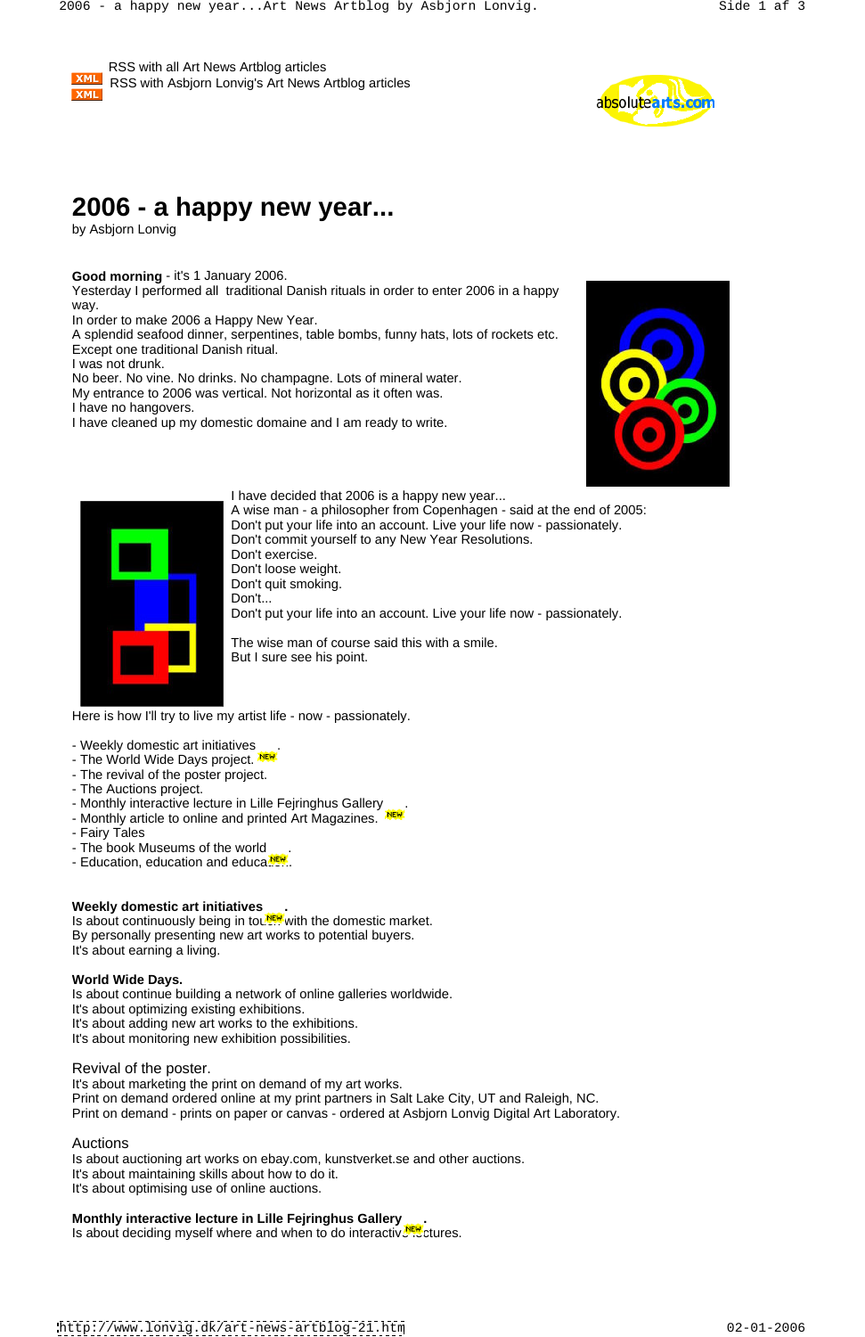RSS with all Art News Artblog articles
RSS with Asbjorn Lonvig's Art News Artblog articles

# 2006 - a happy new year...

by Asbjorn Lonvig

**Good morning** - it's 1 January 2006.
Yesterday I performed all traditional Danish rituals in order to enter 2006 in a happy way.
In order to make 2006 a Happy New Year.
A splendid seafood dinner, serpentines, table bombs, funny hats, lots of rockets etc.
Except one traditional Danish ritual.
I was not drunk.
No beer. No vine. No drinks. No champagne. Lots of mineral water.
My entrance to 2006 was vertical. Not horizontal as it often was.
I have no hangovers.
I have cleaned up my domestic domaine and I am ready to write.

I have decided that 2006 is a happy new year...
A wise man - a philosopher from Copenhagen - said at the end of 2005:
Don't put your life into an account. Live your life now - passionately.
Don't commit yourself to any New Year Resolutions.
Don't exercise.
Don't loose weight.
Don't quit smoking.
Don't...
Don't put your life into an account. Live your life now - passionately.

The wise man of course said this with a smile.
But I sure see his point.

Here is how I'll try to live my artist life - now - passionately.

- Weekly domestic art initiatives .
- The World Wide Days project. NEW
- The revival of the poster project.
- The Auctions project.
- Monthly interactive lecture in Lille Fejringhus Gallery .
- Monthly article to online and printed Art Magazines. NEW
- Fairy Tales
- The book Museums of the world .
- Education, education and education.

**Weekly domestic art initiatives** .
Is about continuously being in touch with the domestic market.
By personally presenting new art works to potential buyers.
It's about earning a living.

**World Wide Days.**
Is about continue building a network of online galleries worldwide.
It's about optimizing existing exhibitions.
It's about adding new art works to the exhibitions.
It's about monitoring new exhibition possibilities.

Revival of the poster.
It's about marketing the print on demand of my art works.
Print on demand ordered online at my print partners in Salt Lake City, UT and Raleigh, NC.
Print on demand - prints on paper or canvas - ordered at Asbjorn Lonvig Digital Art Laboratory.

Auctions
Is about auctioning art works on ebay.com, kunstverket.se and other auctions.
It's about maintaining skills about how to do it.
It's about optimising use of online auctions.

**Monthly interactive lecture in Lille Fejringhus Gallery** .
Is about deciding myself where and when to do interactive lectures.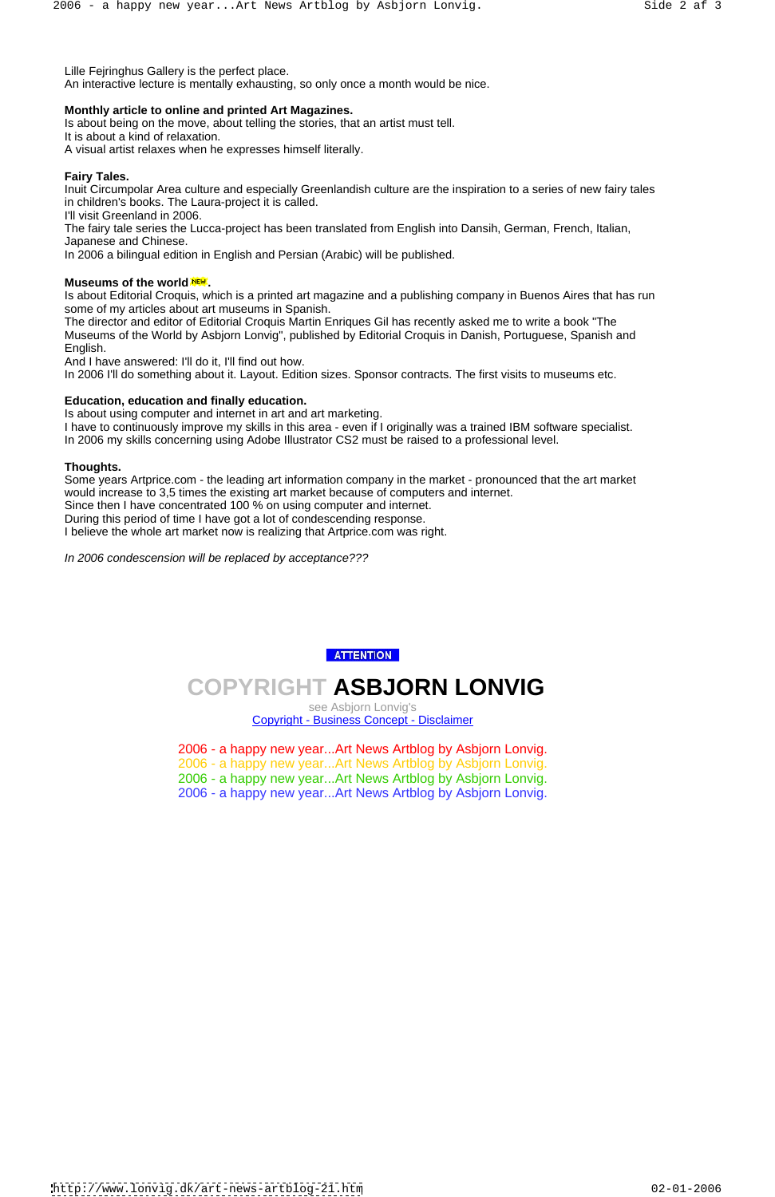Lille Fejringhus Gallery is the perfect place.
An interactive lecture is mentally exhausting, so only once a month would be nice.

**Monthly article to online and printed Art Magazines.**
Is about being on the move, about telling the stories, that an artist must tell.
It is about a kind of relaxation.
A visual artist relaxes when he expresses himself literally.

**Fairy Tales.**
Inuit Circumpolar Area culture and especially Greenlandish culture are the inspiration to a series of new fairy tales in children's books. The Laura-project it is called.
I'll visit Greenland in 2006.
The fairy tale series the Lucca-project has been translated from English into Dansih, German, French, Italian, Japanese and Chinese.
In 2006 a bilingual edition in English and Persian (Arabic) will be published.

**Museums of the world** NEW.
Is about Editorial Croquis, which is a printed art magazine and a publishing company in Buenos Aires that has run some of my articles about art museums in Spanish.
The director and editor of Editorial Croquis Martin Enriques Gil has recently asked me to write a book "The Museums of the World by Asbjorn Lonvig", published by Editorial Croquis in Danish, Portuguese, Spanish and English.
And I have answered: I'll do it, I'll find out how.
In 2006 I'll do something about it. Layout. Edition sizes. Sponsor contracts. The first visits to museums etc.

**Education, education and finally education.**
Is about using computer and internet in art and art marketing.
I have to continuously improve my skills in this area - even if I originally was a trained IBM software specialist.
In 2006 my skills concerning using Adobe Illustrator CS2 must be raised to a professional level.

**Thoughts.**
Some years Artprice.com - the leading art information company in the market - pronounced that the art market would increase to 3,5 times the existing art market because of computers and internet.
Since then I have concentrated 100 % on using computer and internet.
During this period of time I have got a lot of condescending response.
I believe the whole art market now is realizing that Artprice.com was right.

*In 2006 condescension will be replaced by acceptance???*

ATTENTION

## COPYRIGHT ASBJORN LONVIG

see Asbjorn Lonvig's
Copyright - Business Concept - Disclaimer

2006 - a happy new year...Art News Artblog by Asbjorn Lonvig.
2006 - a happy new year...Art News Artblog by Asbjorn Lonvig.
2006 - a happy new year...Art News Artblog by Asbjorn Lonvig.
2006 - a happy new year...Art News Artblog by Asbjorn Lonvig.